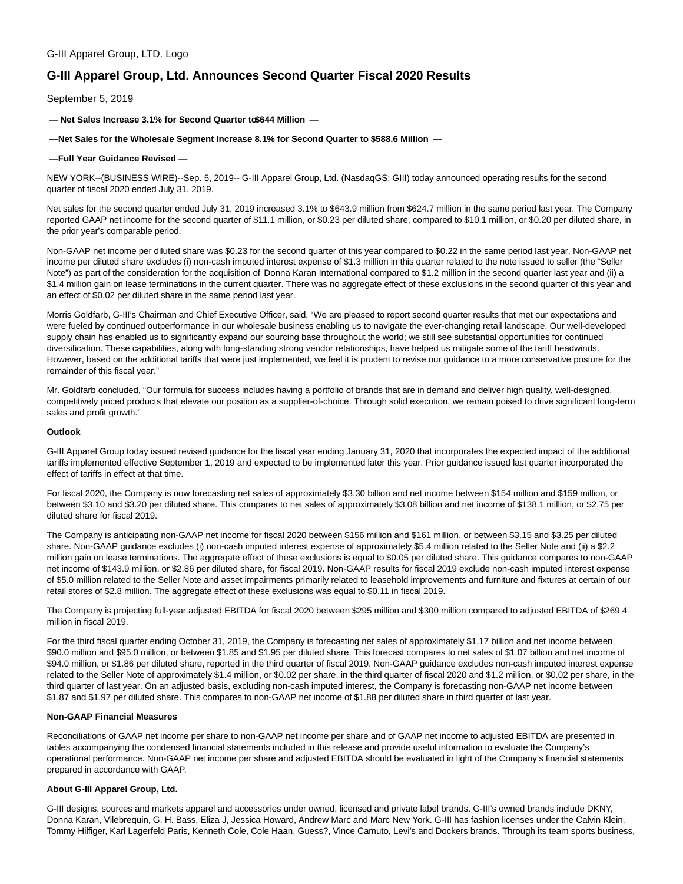G-III Apparel Group, LTD. Logo

# G-III Apparel Group, Ltd. Announces Second Quarter Fiscal 2020 Results

September 5, 2019

**— Net Sales Increase 3.1% for Second Quarter to $644 Million —**

**—Net Sales for the Wholesale Segment Increase 8.1% for Second Quarter to $588.6 Million —**

**—Full Year Guidance Revised —**

NEW YORK--(BUSINESS WIRE)--Sep. 5, 2019-- G-III Apparel Group, Ltd. (NasdaqGS: GIII) today announced operating results for the second quarter of fiscal 2020 ended July 31, 2019.

Net sales for the second quarter ended July 31, 2019 increased 3.1% to $643.9 million from $624.7 million in the same period last year. The Company reported GAAP net income for the second quarter of $11.1 million, or $0.23 per diluted share, compared to $10.1 million, or $0.20 per diluted share, in the prior year's comparable period.

Non-GAAP net income per diluted share was $0.23 for the second quarter of this year compared to $0.22 in the same period last year. Non-GAAP net income per diluted share excludes (i) non-cash imputed interest expense of $1.3 million in this quarter related to the note issued to seller (the "Seller Note") as part of the consideration for the acquisition of Donna Karan International compared to $1.2 million in the second quarter last year and (ii) a $1.4 million gain on lease terminations in the current quarter. There was no aggregate effect of these exclusions in the second quarter of this year and an effect of $0.02 per diluted share in the same period last year.

Morris Goldfarb, G-III's Chairman and Chief Executive Officer, said, "We are pleased to report second quarter results that met our expectations and were fueled by continued outperformance in our wholesale business enabling us to navigate the ever-changing retail landscape. Our well-developed supply chain has enabled us to significantly expand our sourcing base throughout the world; we still see substantial opportunities for continued diversification. These capabilities, along with long-standing strong vendor relationships, have helped us mitigate some of the tariff headwinds. However, based on the additional tariffs that were just implemented, we feel it is prudent to revise our guidance to a more conservative posture for the remainder of this fiscal year."

Mr. Goldfarb concluded, "Our formula for success includes having a portfolio of brands that are in demand and deliver high quality, well-designed, competitively priced products that elevate our position as a supplier-of-choice. Through solid execution, we remain poised to drive significant long-term sales and profit growth."

**Outlook**

G-III Apparel Group today issued revised guidance for the fiscal year ending January 31, 2020 that incorporates the expected impact of the additional tariffs implemented effective September 1, 2019 and expected to be implemented later this year. Prior guidance issued last quarter incorporated the effect of tariffs in effect at that time.

For fiscal 2020, the Company is now forecasting net sales of approximately $3.30 billion and net income between $154 million and $159 million, or between $3.10 and $3.20 per diluted share. This compares to net sales of approximately $3.08 billion and net income of $138.1 million, or $2.75 per diluted share for fiscal 2019.

The Company is anticipating non-GAAP net income for fiscal 2020 between $156 million and $161 million, or between $3.15 and $3.25 per diluted share. Non-GAAP guidance excludes (i) non-cash imputed interest expense of approximately $5.4 million related to the Seller Note and (ii) a $2.2 million gain on lease terminations. The aggregate effect of these exclusions is equal to $0.05 per diluted share. This guidance compares to non-GAAP net income of $143.9 million, or $2.86 per diluted share, for fiscal 2019. Non-GAAP results for fiscal 2019 exclude non-cash imputed interest expense of $5.0 million related to the Seller Note and asset impairments primarily related to leasehold improvements and furniture and fixtures at certain of our retail stores of $2.8 million. The aggregate effect of these exclusions was equal to $0.11 in fiscal 2019.

The Company is projecting full-year adjusted EBITDA for fiscal 2020 between $295 million and $300 million compared to adjusted EBITDA of $269.4 million in fiscal 2019.

For the third fiscal quarter ending October 31, 2019, the Company is forecasting net sales of approximately $1.17 billion and net income between $90.0 million and $95.0 million, or between $1.85 and $1.95 per diluted share. This forecast compares to net sales of $1.07 billion and net income of $94.0 million, or $1.86 per diluted share, reported in the third quarter of fiscal 2019. Non-GAAP guidance excludes non-cash imputed interest expense related to the Seller Note of approximately $1.4 million, or $0.02 per share, in the third quarter of fiscal 2020 and $1.2 million, or $0.02 per share, in the third quarter of last year. On an adjusted basis, excluding non-cash imputed interest, the Company is forecasting non-GAAP net income between $1.87 and $1.97 per diluted share. This compares to non-GAAP net income of $1.88 per diluted share in third quarter of last year.

**Non-GAAP Financial Measures**

Reconciliations of GAAP net income per share to non-GAAP net income per share and of GAAP net income to adjusted EBITDA are presented in tables accompanying the condensed financial statements included in this release and provide useful information to evaluate the Company's operational performance. Non-GAAP net income per share and adjusted EBITDA should be evaluated in light of the Company's financial statements prepared in accordance with GAAP.

**About G-III Apparel Group, Ltd.**

G-III designs, sources and markets apparel and accessories under owned, licensed and private label brands. G-III's owned brands include DKNY, Donna Karan, Vilebrequin, G. H. Bass, Eliza J, Jessica Howard, Andrew Marc and Marc New York. G-III has fashion licenses under the Calvin Klein, Tommy Hilfiger, Karl Lagerfeld Paris, Kenneth Cole, Cole Haan, Guess?, Vince Camuto, Levi's and Dockers brands. Through its team sports business,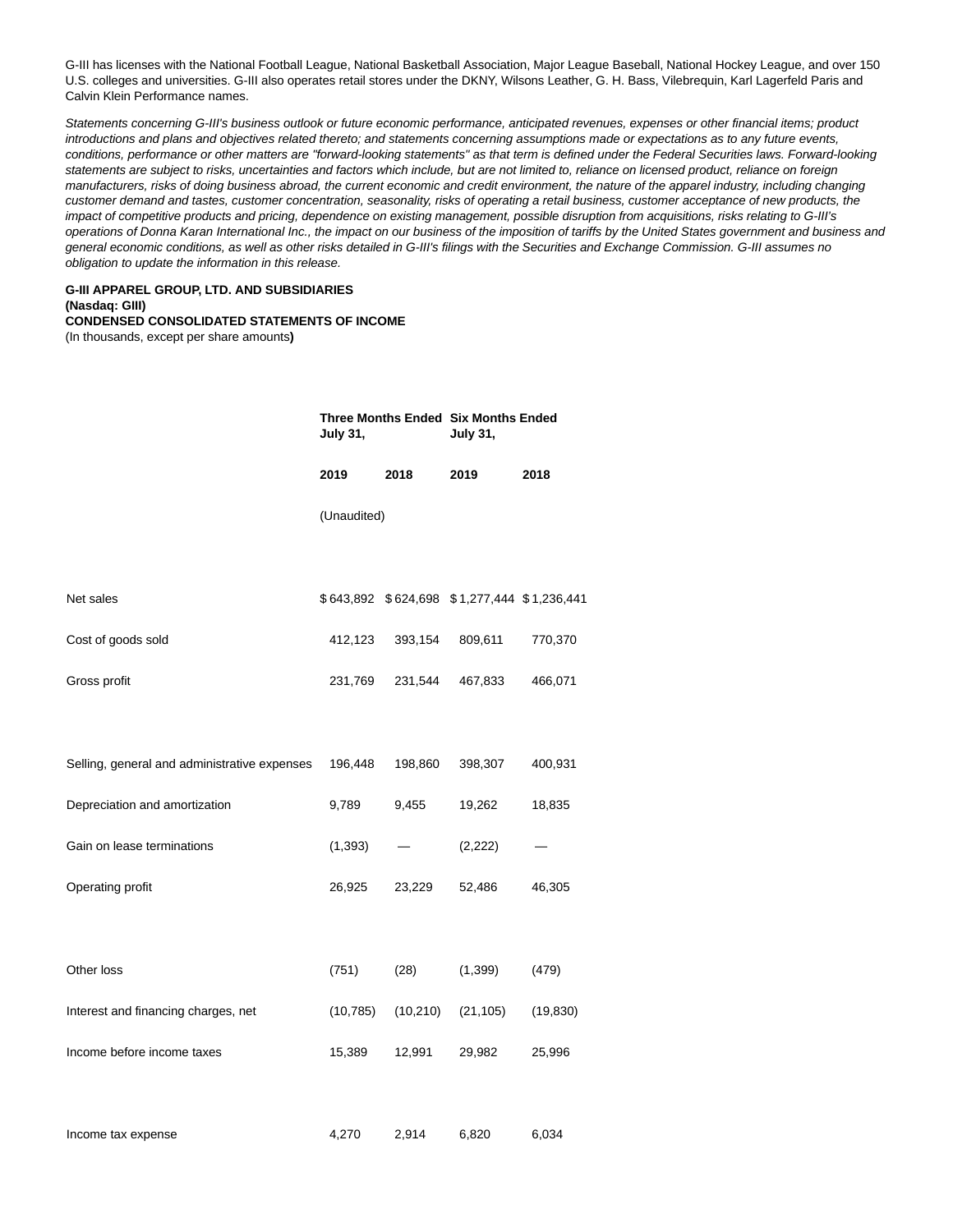G-III has licenses with the National Football League, National Basketball Association, Major League Baseball, National Hockey League, and over 150 U.S. colleges and universities. G-III also operates retail stores under the DKNY, Wilsons Leather, G. H. Bass, Vilebrequin, Karl Lagerfeld Paris and Calvin Klein Performance names.

*Statements concerning G-III's business outlook or future economic performance, anticipated revenues, expenses or other financial items; product introductions and plans and objectives related thereto; and statements concerning assumptions made or expectations as to any future events, conditions, performance or other matters are "forward-looking statements" as that term is defined under the Federal Securities laws. Forward-looking statements are subject to risks, uncertainties and factors which include, but are not limited to, reliance on licensed product, reliance on foreign manufacturers, risks of doing business abroad, the current economic and credit environment, the nature of the apparel industry, including changing customer demand and tastes, customer concentration, seasonality, risks of operating a retail business, customer acceptance of new products, the impact of competitive products and pricing, dependence on existing management, possible disruption from acquisitions, risks relating to G-III's operations of Donna Karan International Inc., the impact on our business of the imposition of tariffs by the United States government and business and general economic conditions, as well as other risks detailed in G-III's filings with the Securities and Exchange Commission. G-III assumes no obligation to update the information in this release.*

**G-III APPAREL GROUP, LTD. AND SUBSIDIARIES**
**(Nasdaq: GIII)**
**CONDENSED CONSOLIDATED STATEMENTS OF INCOME**
(In thousands, except per share amounts)

| | Three Months Ended July 31, | | Six Months Ended July 31, | |
|---|---|---|---|---|
| | 2019 | 2018 | 2019 | 2018 |
| | (Unaudited) | | | |
| Net sales | $ 643,892 | $ 624,698 | $ 1,277,444 | $ 1,236,441 |
| Cost of goods sold | 412,123 | 393,154 | 809,611 | 770,370 |
| Gross profit | 231,769 | 231,544 | 467,833 | 466,071 |
| Selling, general and administrative expenses | 196,448 | 198,860 | 398,307 | 400,931 |
| Depreciation and amortization | 9,789 | 9,455 | 19,262 | 18,835 |
| Gain on lease terminations | (1,393) | — | (2,222) | — |
| Operating profit | 26,925 | 23,229 | 52,486 | 46,305 |
| Other loss | (751) | (28) | (1,399) | (479) |
| Interest and financing charges, net | (10,785) | (10,210) | (21,105) | (19,830) |
| Income before income taxes | 15,389 | 12,991 | 29,982 | 25,996 |
| Income tax expense | 4,270 | 2,914 | 6,820 | 6,034 |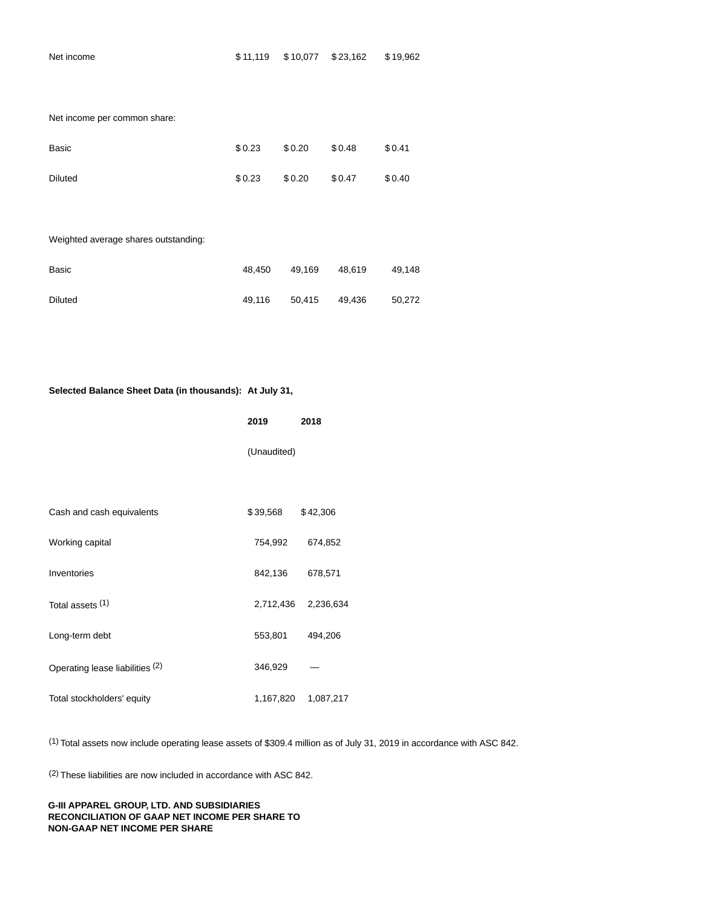| | | | | |
|---|---|---|---|---|
| Net income | $ 11,119 | $ 10,077 | $ 23,162 | $ 19,962 |
| | | | | |
| Net income per common share: | | | | |
| Basic | $ 0.23 | $ 0.20 | $ 0.48 | $ 0.41 |
| Diluted | $ 0.23 | $ 0.20 | $ 0.47 | $ 0.40 |
| | | | | |
| Weighted average shares outstanding: | | | | |
| Basic | 48,450 | 49,169 | 48,619 | 49,148 |
| Diluted | 49,116 | 50,415 | 49,436 | 50,272 |

| **Selected Balance Sheet Data (in thousands):** | **At July 31,** | |
|---|---|---|
| | **2019** | **2018** |
| | (Unaudited) | |
| | | |
| Cash and cash equivalents | $ 39,568 | $ 42,306 |
| Working capital | 754,992 | 674,852 |
| Inventories | 842,136 | 678,571 |
| Total assets [1] | 2,712,436 | 2,236,634 |
| Long-term debt | 553,801 | 494,206 |
| Operating lease liabilities [2] | 346,929 | — |
| Total stockholders' equity | 1,167,820 | 1,087,217 |

[1] Total assets now include operating lease assets of $309.4 million as of July 31, 2019 in accordance with ASC 842.

[2] These liabilities are now included in accordance with ASC 842.

**G-III APPAREL GROUP, LTD. AND SUBSIDIARIES**
**RECONCILIATION OF GAAP NET INCOME PER SHARE TO**
**NON-GAAP NET INCOME PER SHARE**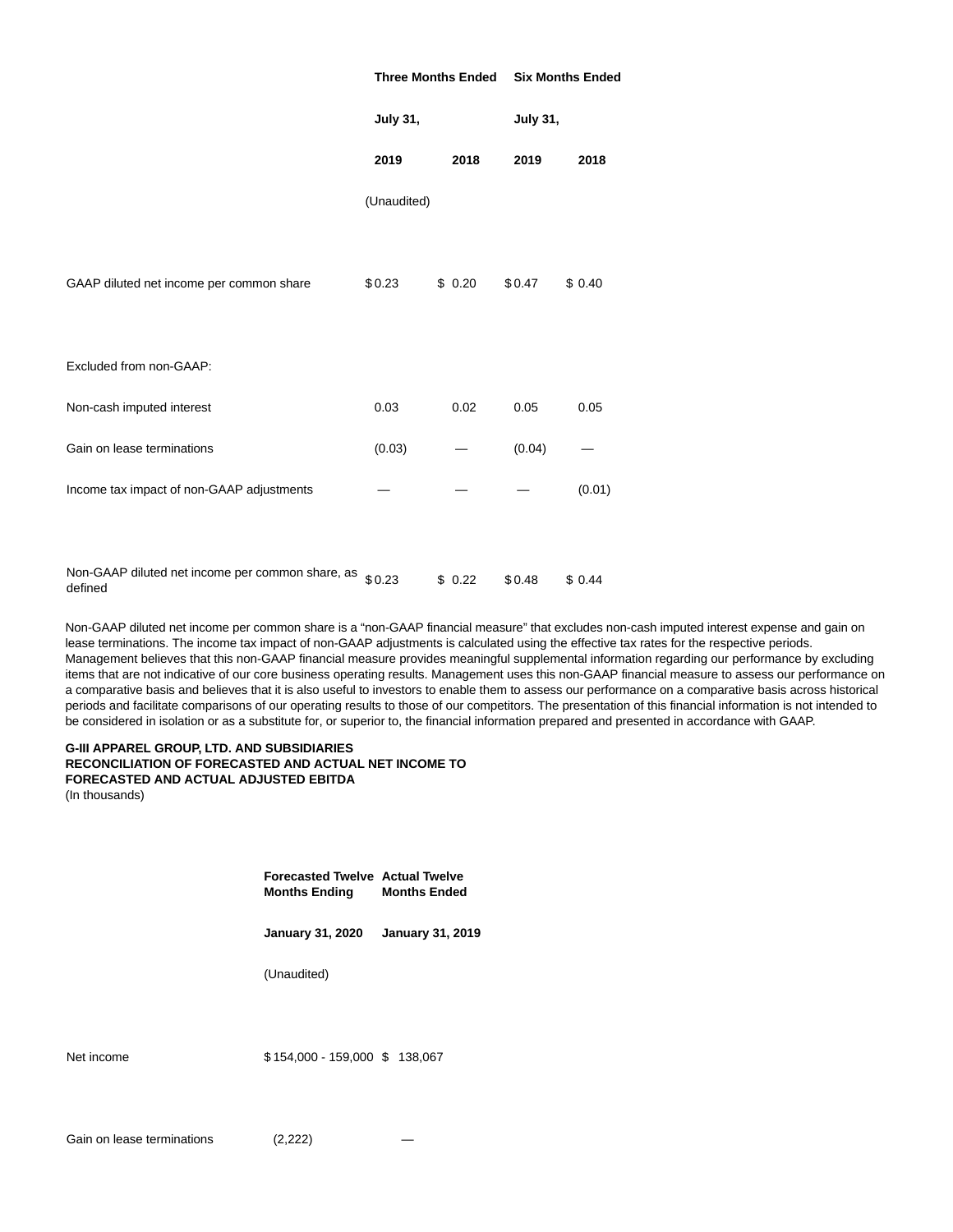| | Three Months Ended | | Six Months Ended | |
|---|---|---|---|---|
| | July 31, | | July 31, | |
| | 2019 | 2018 | 2019 | 2018 |
| | (Unaudited) | | | |
| GAAP diluted net income per common share | $ 0.23 | $ 0.20 | $ 0.47 | $ 0.40 |
| Excluded from non-GAAP: | | | | |
| Non-cash imputed interest | 0.03 | 0.02 | 0.05 | 0.05 |
| Gain on lease terminations | (0.03) | — | (0.04) | — |
| Income tax impact of non-GAAP adjustments | — | — | — | (0.01) |
| Non-GAAP diluted net income per common share, as defined | $ 0.23 | $ 0.22 | $ 0.48 | $ 0.44 |

Non-GAAP diluted net income per common share is a "non-GAAP financial measure" that excludes non-cash imputed interest expense and gain on lease terminations. The income tax impact of non-GAAP adjustments is calculated using the effective tax rates for the respective periods. Management believes that this non-GAAP financial measure provides meaningful supplemental information regarding our performance by excluding items that are not indicative of our core business operating results. Management uses this non-GAAP financial measure to assess our performance on a comparative basis and believes that it is also useful to investors to enable them to assess our performance on a comparative basis across historical periods and facilitate comparisons of our operating results to those of our competitors. The presentation of this financial information is not intended to be considered in isolation or as a substitute for, or superior to, the financial information prepared and presented in accordance with GAAP.

**G-III APPAREL GROUP, LTD. AND SUBSIDIARIES**
**RECONCILIATION OF FORECASTED AND ACTUAL NET INCOME TO FORECASTED AND ACTUAL ADJUSTED EBITDA**
(In thousands)

| | Forecasted Twelve Months Ending | Actual Twelve Months Ended |
|---|---|---|
| | January 31, 2020 | January 31, 2019 |
| | (Unaudited) | |
| Net income | $ 154,000 - 159,000 | $ 138,067 |
| Gain on lease terminations | (2,222) | — |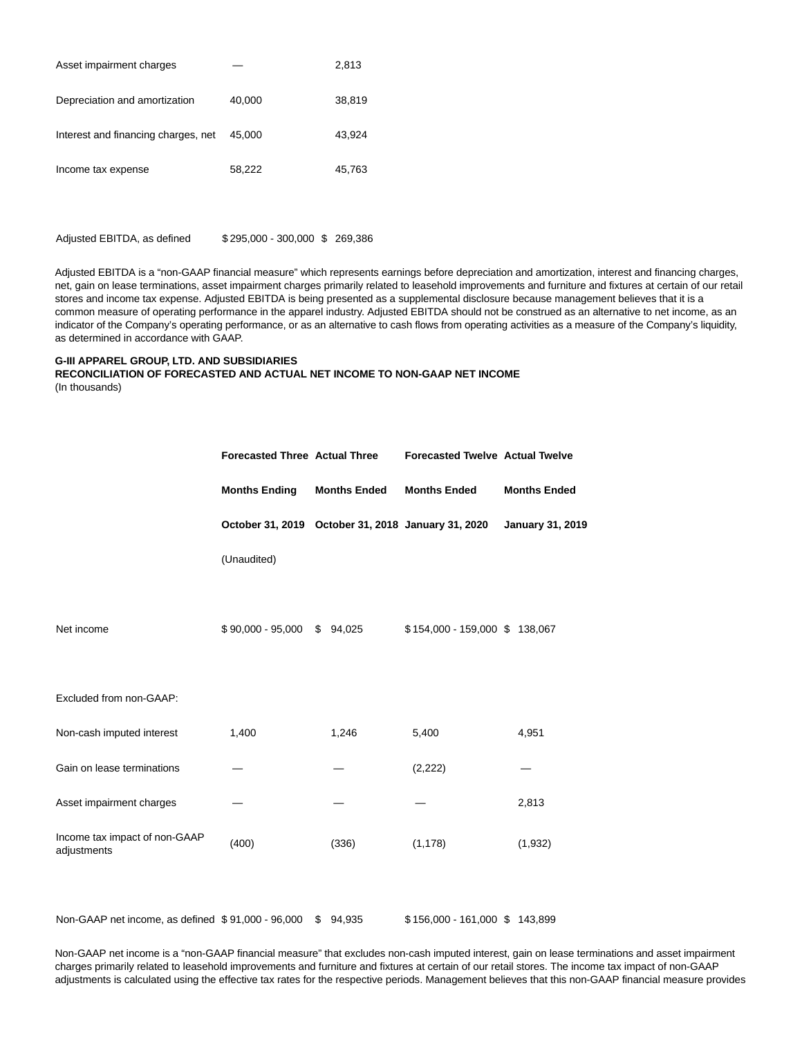| | | |
|---|---|---|
| Asset impairment charges | — | 2,813 |
| Depreciation and amortization | 40,000 | 38,819 |
| Interest and financing charges, net | 45,000 | 43,924 |
| Income tax expense | 58,222 | 45,763 |
| Adjusted EBITDA, as defined | $ 295,000 - 300,000 | $ 269,386 |

Adjusted EBITDA is a "non-GAAP financial measure" which represents earnings before depreciation and amortization, interest and financing charges, net, gain on lease terminations, asset impairment charges primarily related to leasehold improvements and furniture and fixtures at certain of our retail stores and income tax expense. Adjusted EBITDA is being presented as a supplemental disclosure because management believes that it is a common measure of operating performance in the apparel industry. Adjusted EBITDA should not be construed as an alternative to net income, as an indicator of the Company's operating performance, or as an alternative to cash flows from operating activities as a measure of the Company's liquidity, as determined in accordance with GAAP.

**G-III APPAREL GROUP, LTD. AND SUBSIDIARIES**
**RECONCILIATION OF FORECASTED AND ACTUAL NET INCOME TO NON-GAAP NET INCOME**
(In thousands)

| | Forecasted Three Months Ending October 31, 2019 | Actual Three Months Ended October 31, 2018 | Forecasted Twelve Months Ended January 31, 2020 | Actual Twelve Months Ended January 31, 2019 |
|---|---|---|---|---|
| | (Unaudited) | | | |
| Net income | $ 90,000 - 95,000 | $ 94,025 | $ 154,000 - 159,000 | $ 138,067 |
| Excluded from non-GAAP: | | | | |
| Non-cash imputed interest | 1,400 | 1,246 | 5,400 | 4,951 |
| Gain on lease terminations | — | — | (2,222) | — |
| Asset impairment charges | — | — | — | 2,813 |
| Income tax impact of non-GAAP adjustments | (400) | (336) | (1,178) | (1,932) |
| Non-GAAP net income, as defined | $ 91,000 - 96,000 | $ 94,935 | $ 156,000 - 161,000 | $ 143,899 |

Non-GAAP net income is a "non-GAAP financial measure" that excludes non-cash imputed interest, gain on lease terminations and asset impairment charges primarily related to leasehold improvements and furniture and fixtures at certain of our retail stores. The income tax impact of non-GAAP adjustments is calculated using the effective tax rates for the respective periods. Management believes that this non-GAAP financial measure provides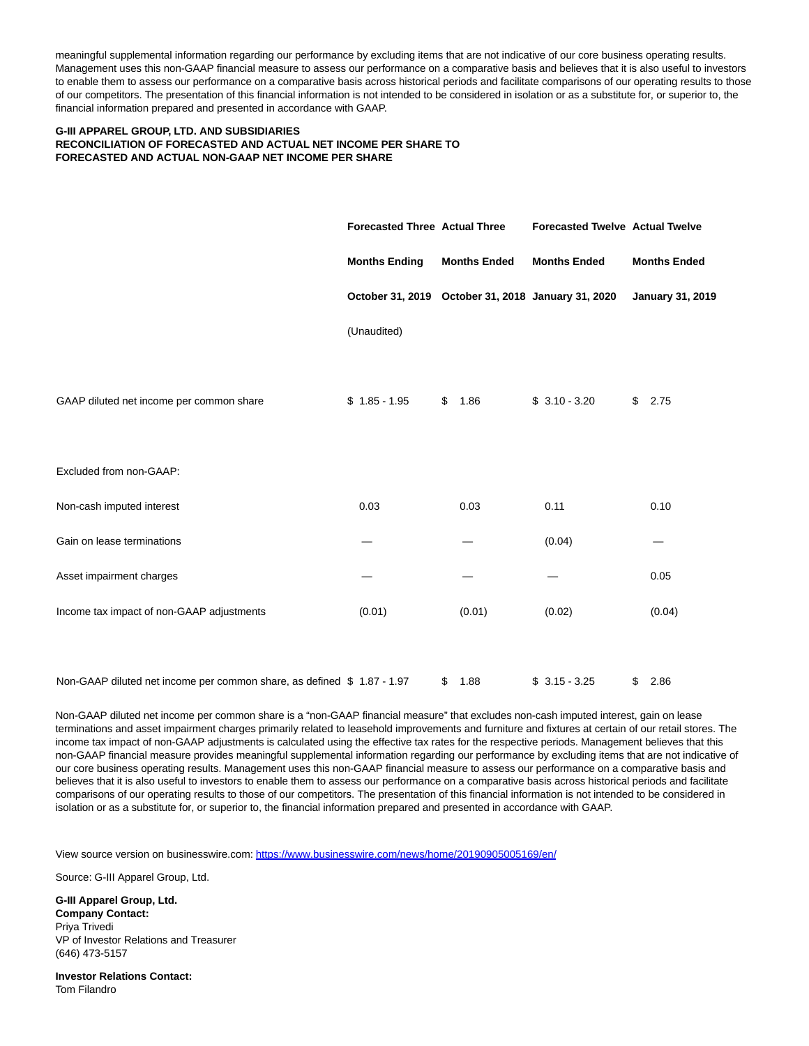meaningful supplemental information regarding our performance by excluding items that are not indicative of our core business operating results. Management uses this non-GAAP financial measure to assess our performance on a comparative basis and believes that it is also useful to investors to enable them to assess our performance on a comparative basis across historical periods and facilitate comparisons of our operating results to those of our competitors. The presentation of this financial information is not intended to be considered in isolation or as a substitute for, or superior to, the financial information prepared and presented in accordance with GAAP.

**G-III APPAREL GROUP, LTD. AND SUBSIDIARIES**
**RECONCILIATION OF FORECASTED AND ACTUAL NET INCOME PER SHARE TO**
**FORECASTED AND ACTUAL NON-GAAP NET INCOME PER SHARE**

| | Forecasted Three Months Ending October 31, 2019 | Actual Three Months Ended October 31, 2018 | Forecasted Twelve Months Ended January 31, 2020 | Actual Twelve Months Ended January 31, 2019 |
|---|---|---|---|---|
| | (Unaudited) | | | |
| GAAP diluted net income per common share | $ 1.85 - 1.95 | $ 1.86 | $ 3.10 - 3.20 | $ 2.75 |
| Excluded from non-GAAP: | | | | |
| Non-cash imputed interest | 0.03 | 0.03 | 0.11 | 0.10 |
| Gain on lease terminations | — | — | (0.04) | — |
| Asset impairment charges | — | — | — | 0.05 |
| Income tax impact of non-GAAP adjustments | (0.01) | (0.01) | (0.02) | (0.04) |
| Non-GAAP diluted net income per common share, as defined | $ 1.87 - 1.97 | $ 1.88 | $ 3.15 - 3.25 | $ 2.86 |

Non-GAAP diluted net income per common share is a "non-GAAP financial measure" that excludes non-cash imputed interest, gain on lease terminations and asset impairment charges primarily related to leasehold improvements and furniture and fixtures at certain of our retail stores. The income tax impact of non-GAAP adjustments is calculated using the effective tax rates for the respective periods. Management believes that this non-GAAP financial measure provides meaningful supplemental information regarding our performance by excluding items that are not indicative of our core business operating results. Management uses this non-GAAP financial measure to assess our performance on a comparative basis and believes that it is also useful to investors to enable them to assess our performance on a comparative basis across historical periods and facilitate comparisons of our operating results to those of our competitors. The presentation of this financial information is not intended to be considered in isolation or as a substitute for, or superior to, the financial information prepared and presented in accordance with GAAP.

View source version on businesswire.com: https://www.businesswire.com/news/home/20190905005169/en/

Source: G-III Apparel Group, Ltd.

**G-III Apparel Group, Ltd.**
**Company Contact:**
Priya Trivedi
VP of Investor Relations and Treasurer
(646) 473-5157

**Investor Relations Contact:**
Tom Filandro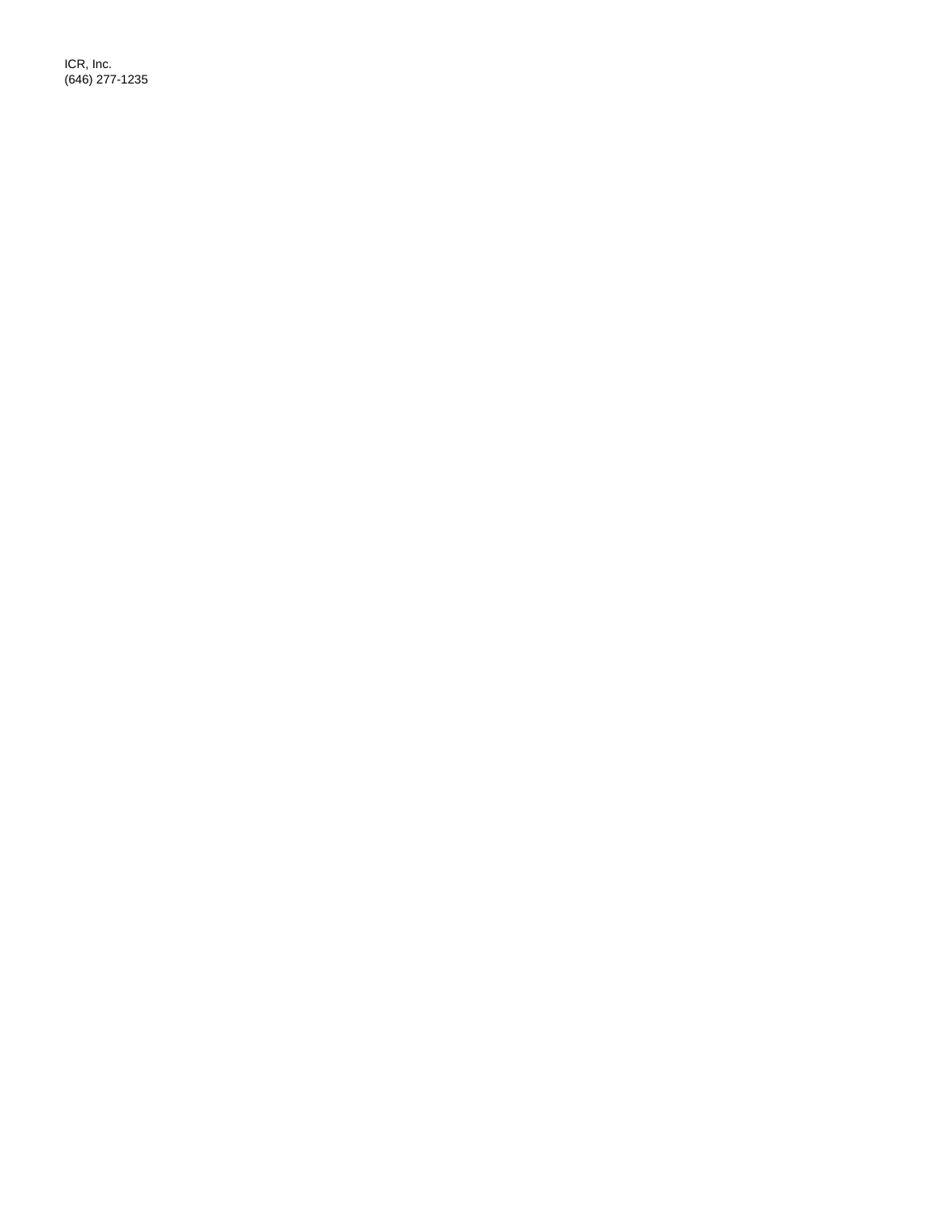ICR, Inc.
(646) 277-1235